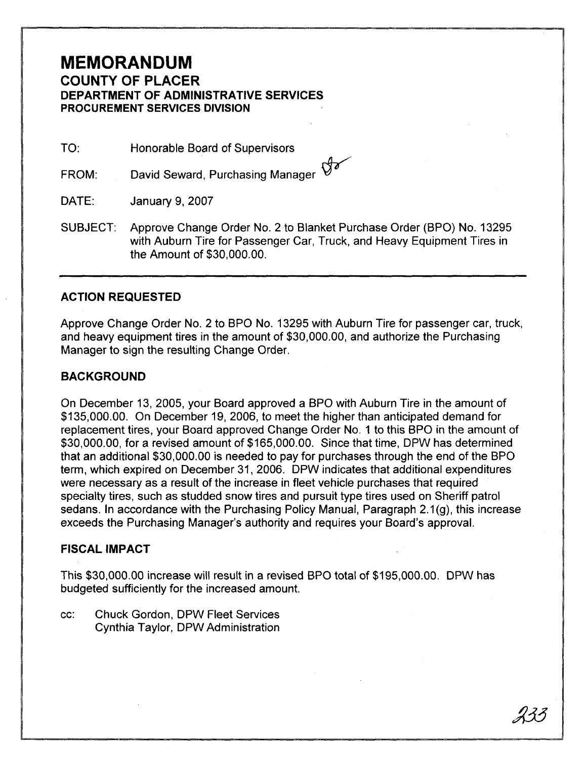# MEMORANDUM

## COUNTY OF PLACER

### DEPARTMENT OF ADMINISTRATIVE SERVICES
### PROCUREMENT SERVICES DIVISION

TO: Honorable Board of Supervisors

FROM: David Seward, Purchasing Manager

DATE: January 9, 2007

SUBJECT: Approve Change Order No. 2 to Blanket Purchase Order (BPO) No. 13295 with Auburn Tire for Passenger Car, Truck, and Heavy Equipment Tires in the Amount of $30,000.00.

---

## ACTION REQUESTED

Approve Change Order No. 2 to BPO No. 13295 with Auburn Tire for passenger car, truck, and heavy equipment tires in the amount of $30,000.00, and authorize the Purchasing Manager to sign the resulting Change Order.

## BACKGROUND

On December 13, 2005, your Board approved a BPO with Auburn Tire in the amount of $135,000.00. On December 19, 2006, to meet the higher than anticipated demand for replacement tires, your Board approved Change Order No. 1 to this BPO in the amount of $30,000.00, for a revised amount of $165,000.00. Since that time, DPW has determined that an additional $30,000.00 is needed to pay for purchases through the end of the BPO term, which expired on December 31, 2006. DPW indicates that additional expenditures were necessary as a result of the increase in fleet vehicle purchases that required specialty tires, such as studded snow tires and pursuit type tires used on Sheriff patrol sedans. In accordance with the Purchasing Policy Manual, Paragraph 2.1(g), this increase exceeds the Purchasing Manager's authority and requires your Board's approval.

## FISCAL IMPACT

This $30,000.00 increase will result in a revised BPO total of $195,000.00. DPW has budgeted sufficiently for the increased amount.

cc: Chuck Gordon, DPW Fleet Services
Cynthia Taylor, DPW Administration